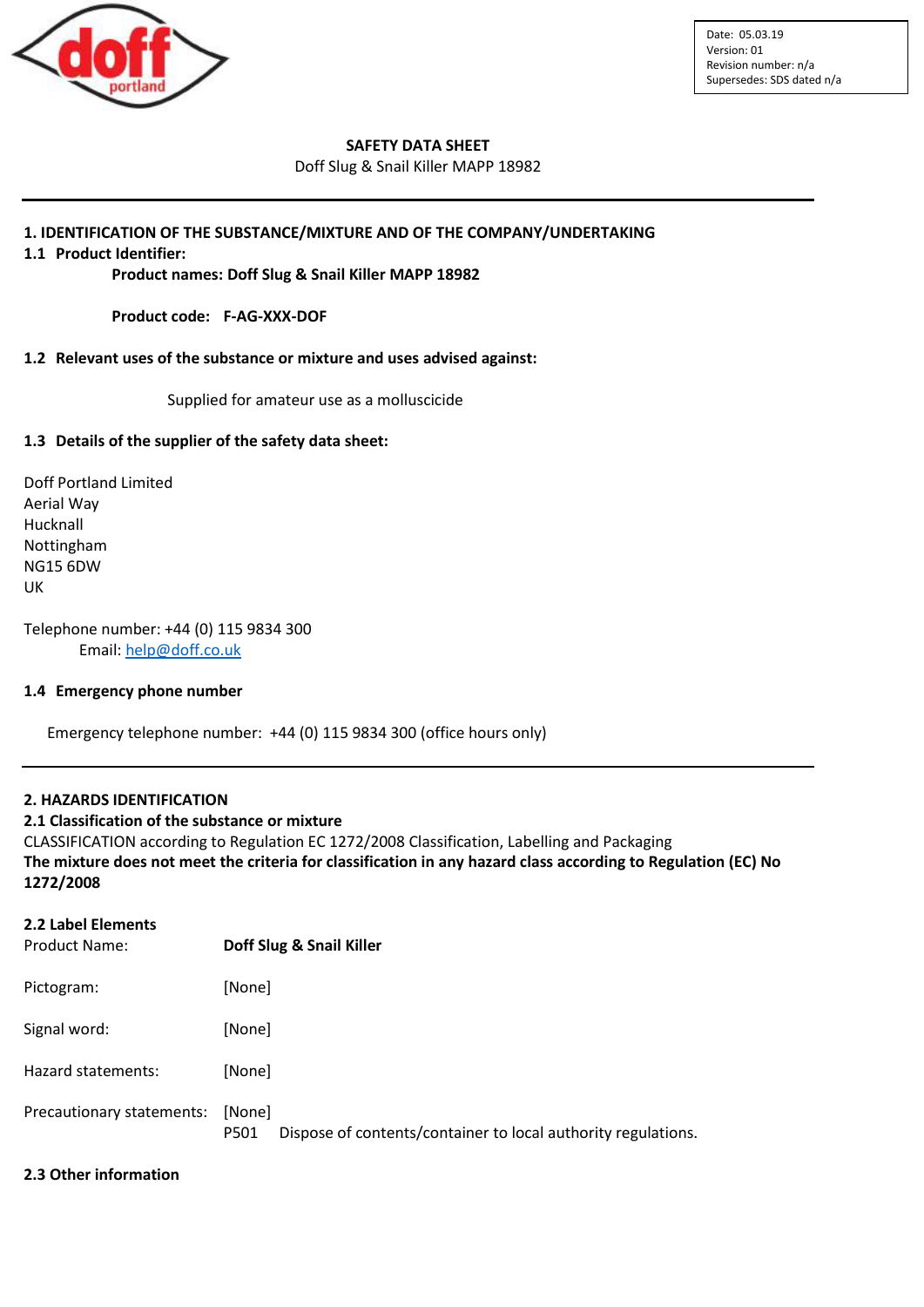| |
|---|
| Date: 05.03.19 |
| Version: 01 |
| Revision number: n/a |
| Supersedes: SDS dated n/a |

**SAFETY DATA SHEET**

Doff Slug & Snail Killer MAPP 18982

---

## 1. IDENTIFICATION OF THE SUBSTANCE/MIXTURE AND OF THE COMPANY/UNDERTAKING

### 1.1 Product Identifier:

**Product names: Doff Slug & Snail Killer MAPP 18982**

**Product code: F-AG-XXX-DOF**

### 1.2 Relevant uses of the substance or mixture and uses advised against:

Supplied for amateur use as a molluscicide

### 1.3 Details of the supplier of the safety data sheet:

Doff Portland Limited
Aerial Way
Hucknall
Nottingham
NG15 6DW
UK

Telephone number: +44 (0) 115 9834 300
Email: help@doff.co.uk

### 1.4 Emergency phone number

Emergency telephone number: +44 (0) 115 9834 300 (office hours only)

---

## 2. HAZARDS IDENTIFICATION

### 2.1 Classification of the substance or mixture

CLASSIFICATION according to Regulation EC 1272/2008 Classification, Labelling and Packaging

**The mixture does not meet the criteria for classification in any hazard class according to Regulation (EC) No 1272/2008**

### 2.2 Label Elements

Product Name: **Doff Slug & Snail Killer**

Pictogram: [None]

Signal word: [None]

Hazard statements: [None]

Precautionary statements: [None]
P501 Dispose of contents/container to local authority regulations.

### 2.3 Other information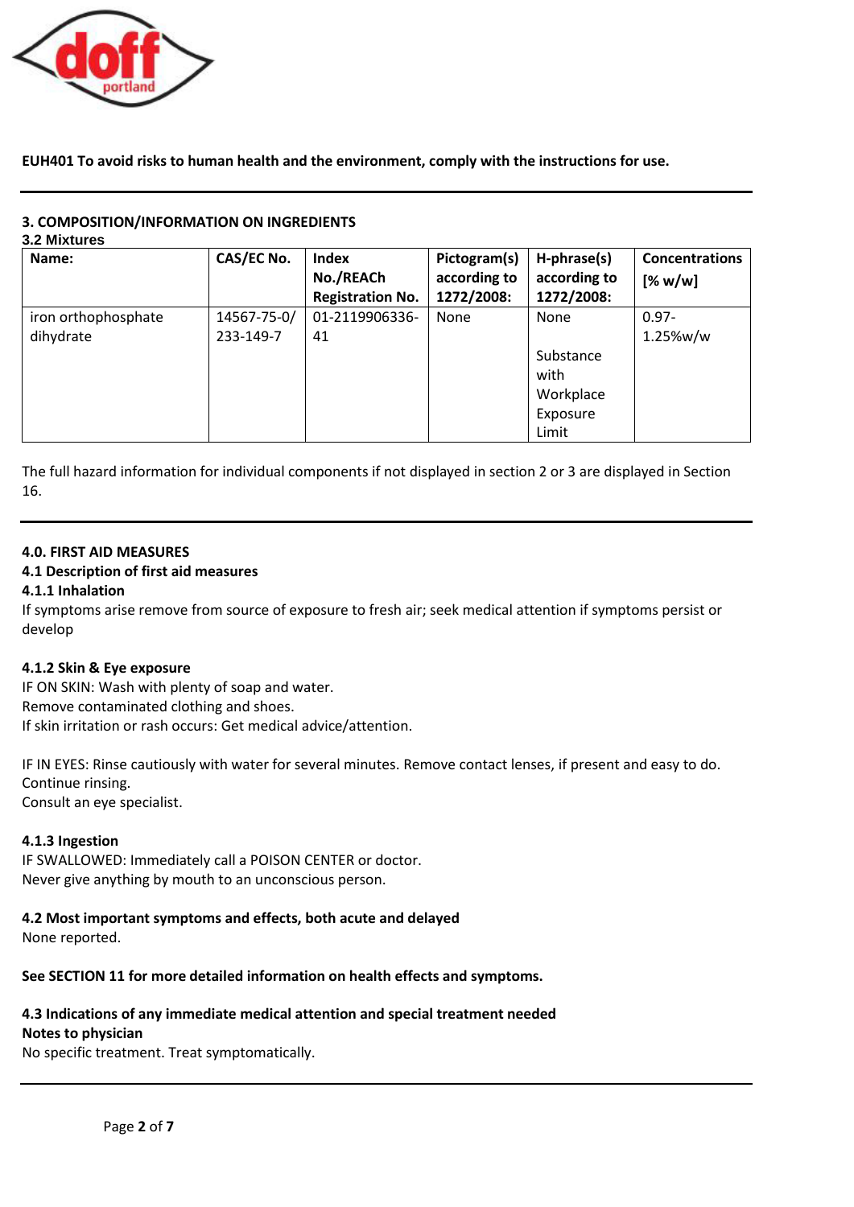**EUH401 To avoid risks to human health and the environment, comply with the instructions for use.**

## 3. COMPOSITION/INFORMATION ON INGREDIENTS

### 3.2 Mixtures

| Name: | CAS/EC No. | Index No./REACh Registration No. | Pictogram(s) according to 1272/2008: | H-phrase(s) according to 1272/2008: | Concentrations [% w/w] |
|---|---|---|---|---|---|
| iron orthophosphate dihydrate | 14567-75-0/ 233-149-7 | 01-2119906336-41 | None | None<br><br>Substance with Workplace Exposure Limit | 0.97-1.25%w/w |

The full hazard information for individual components if not displayed in section 2 or 3 are displayed in Section 16.

## 4.0. FIRST AID MEASURES

### 4.1 Description of first aid measures

#### 4.1.1 Inhalation

If symptoms arise remove from source of exposure to fresh air; seek medical attention if symptoms persist or develop

#### 4.1.2 Skin & Eye exposure

IF ON SKIN: Wash with plenty of soap and water.
Remove contaminated clothing and shoes.
If skin irritation or rash occurs: Get medical advice/attention.

IF IN EYES: Rinse cautiously with water for several minutes. Remove contact lenses, if present and easy to do. Continue rinsing.
Consult an eye specialist.

#### 4.1.3 Ingestion

IF SWALLOWED: Immediately call a POISON CENTER or doctor.
Never give anything by mouth to an unconscious person.

### 4.2 Most important symptoms and effects, both acute and delayed

None reported.

**See SECTION 11 for more detailed information on health effects and symptoms.**

### 4.3 Indications of any immediate medical attention and special treatment needed

**Notes to physician**

No specific treatment. Treat symptomatically.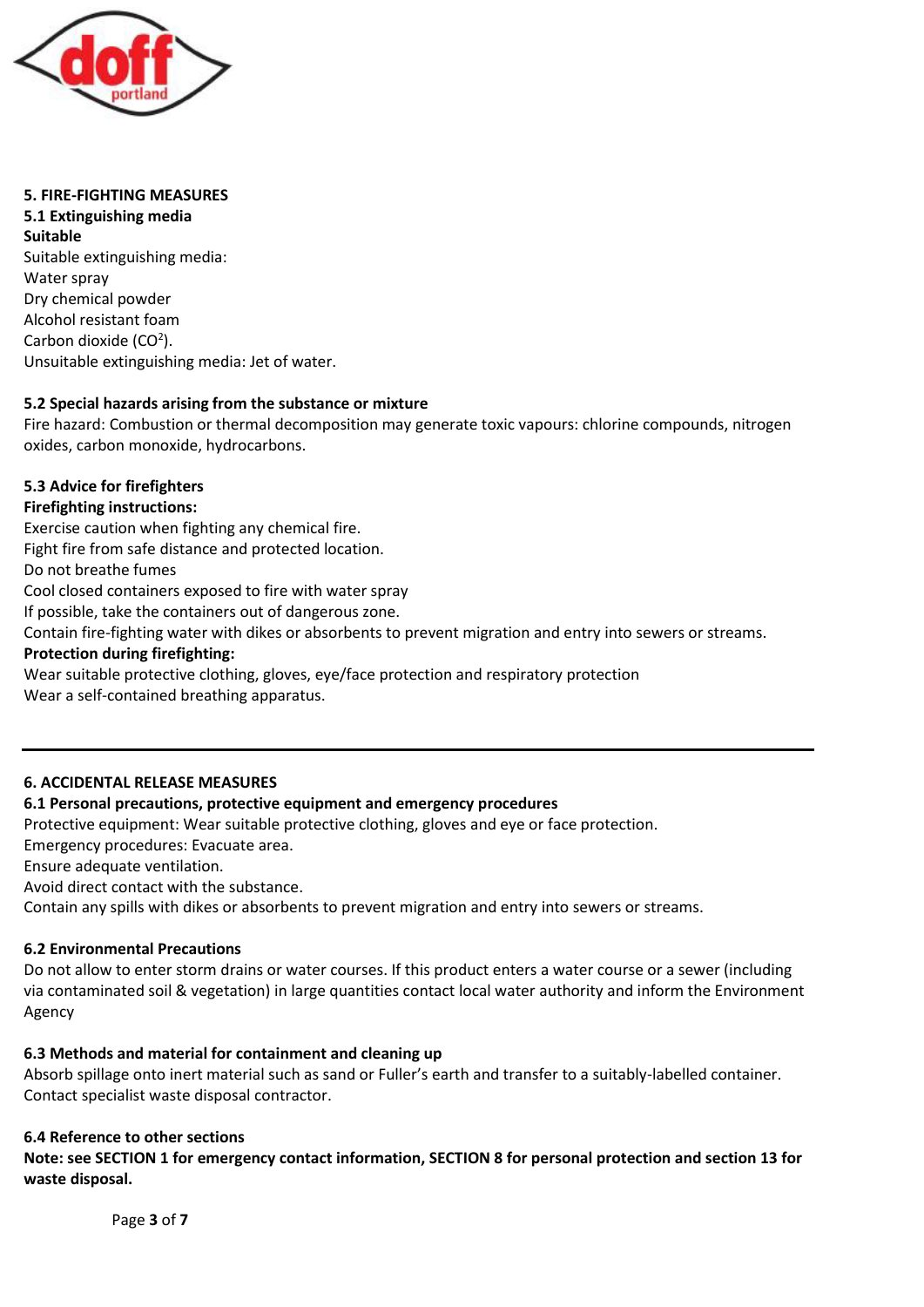## 5. FIRE-FIGHTING MEASURES

### 5.1 Extinguishing media

**Suitable**

Suitable extinguishing media:
Water spray
Dry chemical powder
Alcohol resistant foam
Carbon dioxide ($CO^2$).
Unsuitable extinguishing media: Jet of water.

### 5.2 Special hazards arising from the substance or mixture

Fire hazard: Combustion or thermal decomposition may generate toxic vapours: chlorine compounds, nitrogen oxides, carbon monoxide, hydrocarbons.

### 5.3 Advice for firefighters

**Firefighting instructions:**

Exercise caution when fighting any chemical fire.
Fight fire from safe distance and protected location.
Do not breathe fumes
Cool closed containers exposed to fire with water spray
If possible, take the containers out of dangerous zone.
Contain fire-fighting water with dikes or absorbents to prevent migration and entry into sewers or streams.

**Protection during firefighting:**

Wear suitable protective clothing, gloves, eye/face protection and respiratory protection
Wear a self-contained breathing apparatus.

---

## 6. ACCIDENTAL RELEASE MEASURES

### 6.1 Personal precautions, protective equipment and emergency procedures

Protective equipment: Wear suitable protective clothing, gloves and eye or face protection.
Emergency procedures: Evacuate area.
Ensure adequate ventilation.
Avoid direct contact with the substance.
Contain any spills with dikes or absorbents to prevent migration and entry into sewers or streams.

### 6.2 Environmental Precautions

Do not allow to enter storm drains or water courses. If this product enters a water course or a sewer (including via contaminated soil & vegetation) in large quantities contact local water authority and inform the Environment Agency

### 6.3 Methods and material for containment and cleaning up

Absorb spillage onto inert material such as sand or Fuller's earth and transfer to a suitably-labelled container. Contact specialist waste disposal contractor.

### 6.4 Reference to other sections

**Note: see SECTION 1 for emergency contact information, SECTION 8 for personal protection and section 13 for waste disposal.**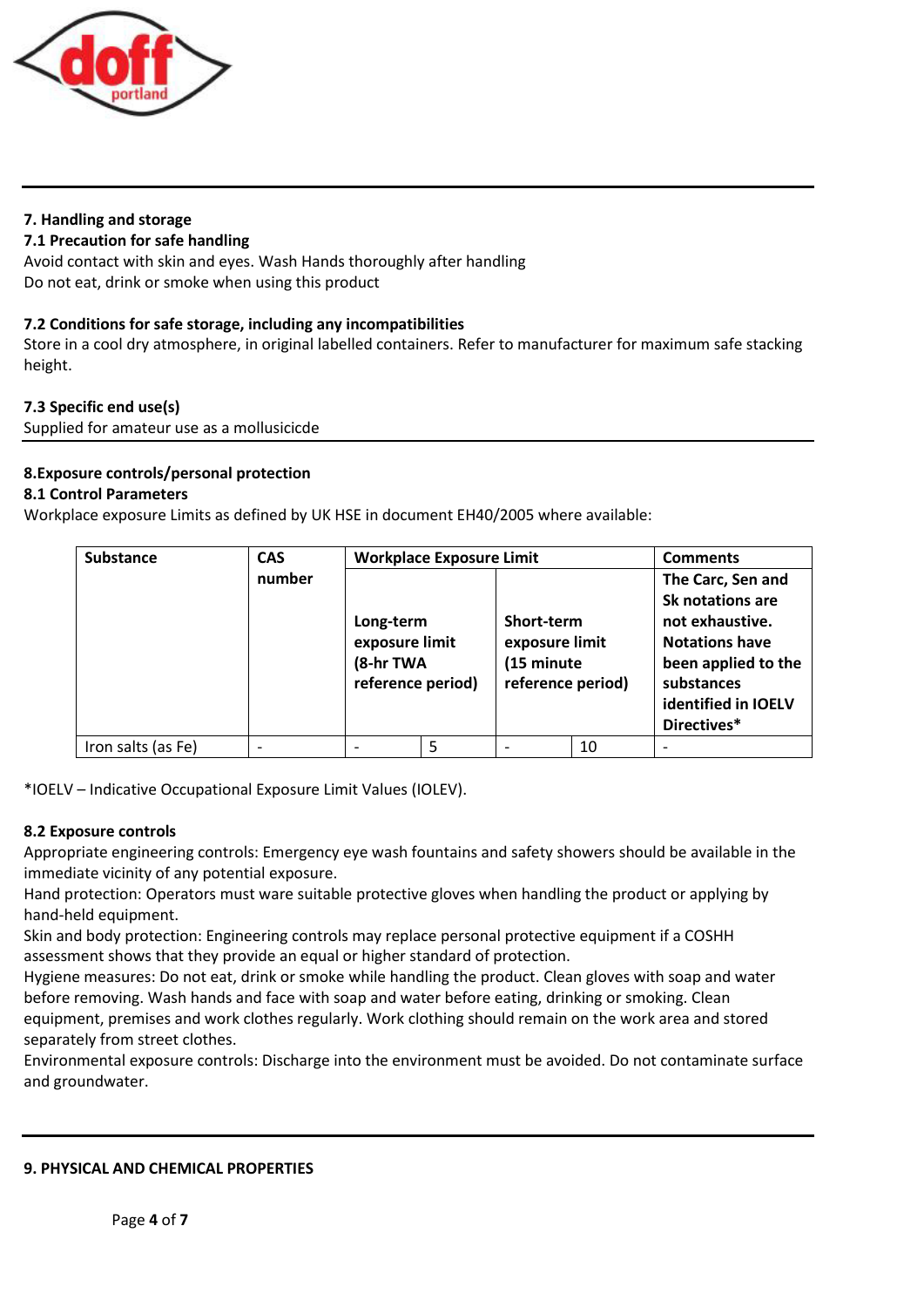## 7. Handling and storage

### 7.1 Precaution for safe handling

Avoid contact with skin and eyes. Wash Hands thoroughly after handling
Do not eat, drink or smoke when using this product

### 7.2 Conditions for safe storage, including any incompatibilities

Store in a cool dry atmosphere, in original labelled containers. Refer to manufacturer for maximum safe stacking height.

### 7.3 Specific end use(s)

Supplied for amateur use as a mollusicicde

## 8.Exposure controls/personal protection

### 8.1 Control Parameters

Workplace exposure Limits as defined by UK HSE in document EH40/2005 where available:

| Substance | CAS number | Workplace Exposure Limit | | | | Comments |
|---|---|---|---|---|---|---|
| | | Long-term exposure limit (8-hr TWA reference period) | | Short-term exposure limit (15 minute reference period) | | The Carc, Sen and Sk notations are not exhaustive. Notations have been applied to the substances identified in IOELV Directives* |
| Iron salts (as Fe) | - | - | 5 | - | 10 | - |

*IOELV – Indicative Occupational Exposure Limit Values (IOLEV).

### 8.2 Exposure controls

Appropriate engineering controls: Emergency eye wash fountains and safety showers should be available in the immediate vicinity of any potential exposure.
Hand protection: Operators must ware suitable protective gloves when handling the product or applying by hand-held equipment.
Skin and body protection: Engineering controls may replace personal protective equipment if a COSHH assessment shows that they provide an equal or higher standard of protection.
Hygiene measures: Do not eat, drink or smoke while handling the product. Clean gloves with soap and water before removing. Wash hands and face with soap and water before eating, drinking or smoking. Clean equipment, premises and work clothes regularly. Work clothing should remain on the work area and stored separately from street clothes.
Environmental exposure controls: Discharge into the environment must be avoided. Do not contaminate surface and groundwater.

## 9. PHYSICAL AND CHEMICAL PROPERTIES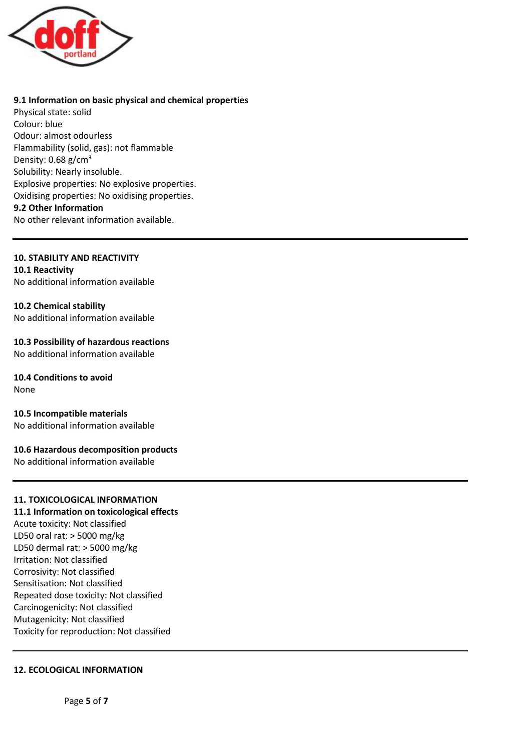**9.1 Information on basic physical and chemical properties**

Physical state: solid
Colour: blue
Odour: almost odourless
Flammability (solid, gas): not flammable
Density: 0.68 g/cm³
Solubility: Nearly insoluble.
Explosive properties: No explosive properties.
Oxidising properties: No oxidising properties.

**9.2 Other Information**

No other relevant information available.

---

## 10. STABILITY AND REACTIVITY

**10.1 Reactivity**

No additional information available

**10.2 Chemical stability**

No additional information available

**10.3 Possibility of hazardous reactions**

No additional information available

**10.4 Conditions to avoid**

None

**10.5 Incompatible materials**

No additional information available

**10.6 Hazardous decomposition products**

No additional information available

---

## 11. TOXICOLOGICAL INFORMATION

**11.1 Information on toxicological effects**

Acute toxicity: Not classified
LD50 oral rat: > 5000 mg/kg
LD50 dermal rat: > 5000 mg/kg
Irritation: Not classified
Corrosivity: Not classified
Sensitisation: Not classified
Repeated dose toxicity: Not classified
Carcinogenicity: Not classified
Mutagenicity: Not classified
Toxicity for reproduction: Not classified

---

## 12. ECOLOGICAL INFORMATION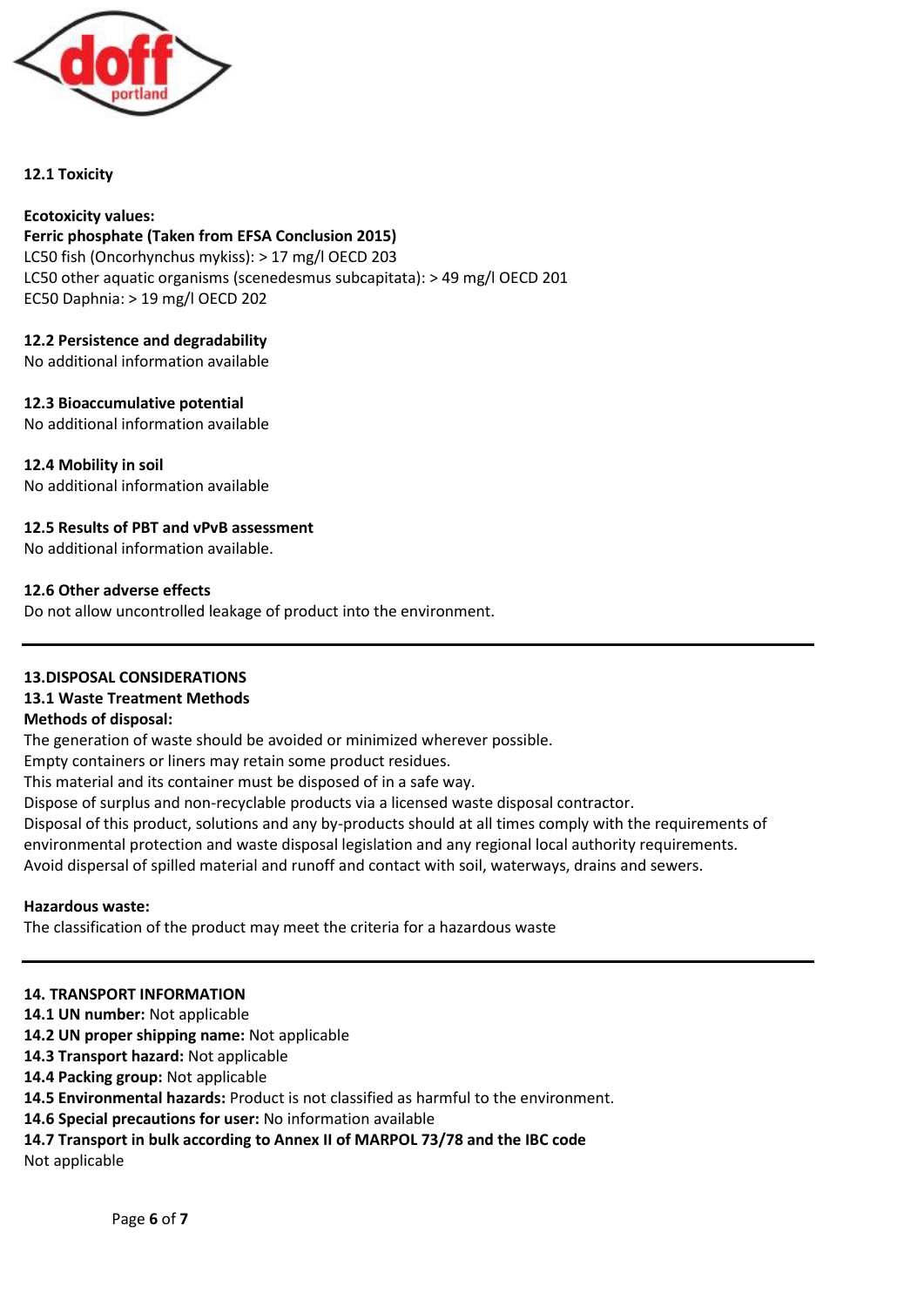**12.1 Toxicity**

**Ecotoxicity values:**

**Ferric phosphate (Taken from EFSA Conclusion 2015)**

LC50 fish (Oncorhynchus mykiss): > 17 mg/l OECD 203

LC50 other aquatic organisms (scenedesmus subcapitata): > 49 mg/l OECD 201

EC50 Daphnia: > 19 mg/l OECD 202

**12.2 Persistence and degradability**

No additional information available

**12.3 Bioaccumulative potential**

No additional information available

**12.4 Mobility in soil**

No additional information available

**12.5 Results of PBT and vPvB assessment**

No additional information available.

**12.6 Other adverse effects**

Do not allow uncontrolled leakage of product into the environment.

---

## 13.DISPOSAL CONSIDERATIONS

### 13.1 Waste Treatment Methods

**Methods of disposal:**

The generation of waste should be avoided or minimized wherever possible.

Empty containers or liners may retain some product residues.

This material and its container must be disposed of in a safe way.

Dispose of surplus and non-recyclable products via a licensed waste disposal contractor.

Disposal of this product, solutions and any by-products should at all times comply with the requirements of environmental protection and waste disposal legislation and any regional local authority requirements.

Avoid dispersal of spilled material and runoff and contact with soil, waterways, drains and sewers.

**Hazardous waste:**

The classification of the product may meet the criteria for a hazardous waste

---

## 14. TRANSPORT INFORMATION

**14.1 UN number:** Not applicable

**14.2 UN proper shipping name:** Not applicable

**14.3 Transport hazard:** Not applicable

**14.4 Packing group:** Not applicable

**14.5 Environmental hazards:** Product is not classified as harmful to the environment.

**14.6 Special precautions for user:** No information available

**14.7 Transport in bulk according to Annex II of MARPOL 73/78 and the IBC code**

Not applicable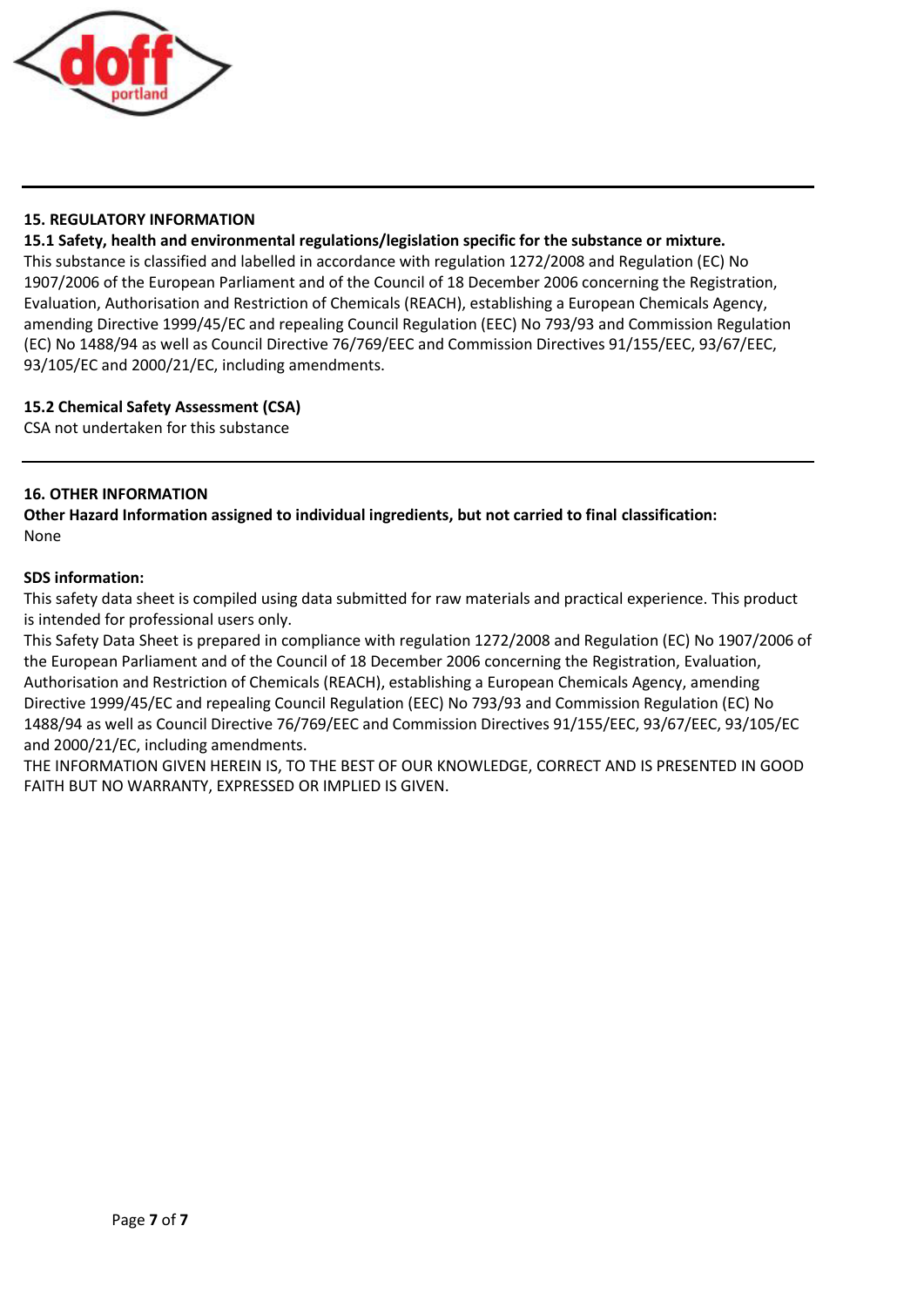## 15. REGULATORY INFORMATION

### 15.1 Safety, health and environmental regulations/legislation specific for the substance or mixture.

This substance is classified and labelled in accordance with regulation 1272/2008 and Regulation (EC) No 1907/2006 of the European Parliament and of the Council of 18 December 2006 concerning the Registration, Evaluation, Authorisation and Restriction of Chemicals (REACH), establishing a European Chemicals Agency, amending Directive 1999/45/EC and repealing Council Regulation (EEC) No 793/93 and Commission Regulation (EC) No 1488/94 as well as Council Directive 76/769/EEC and Commission Directives 91/155/EEC, 93/67/EEC, 93/105/EC and 2000/21/EC, including amendments.

### 15.2 Chemical Safety Assessment (CSA)

CSA not undertaken for this substance

## 16. OTHER INFORMATION

**Other Hazard Information assigned to individual ingredients, but not carried to final classification:**

None

**SDS information:**

This safety data sheet is compiled using data submitted for raw materials and practical experience. This product is intended for professional users only.

This Safety Data Sheet is prepared in compliance with regulation 1272/2008 and Regulation (EC) No 1907/2006 of the European Parliament and of the Council of 18 December 2006 concerning the Registration, Evaluation, Authorisation and Restriction of Chemicals (REACH), establishing a European Chemicals Agency, amending Directive 1999/45/EC and repealing Council Regulation (EEC) No 793/93 and Commission Regulation (EC) No 1488/94 as well as Council Directive 76/769/EEC and Commission Directives 91/155/EEC, 93/67/EEC, 93/105/EC and 2000/21/EC, including amendments.

THE INFORMATION GIVEN HEREIN IS, TO THE BEST OF OUR KNOWLEDGE, CORRECT AND IS PRESENTED IN GOOD FAITH BUT NO WARRANTY, EXPRESSED OR IMPLIED IS GIVEN.